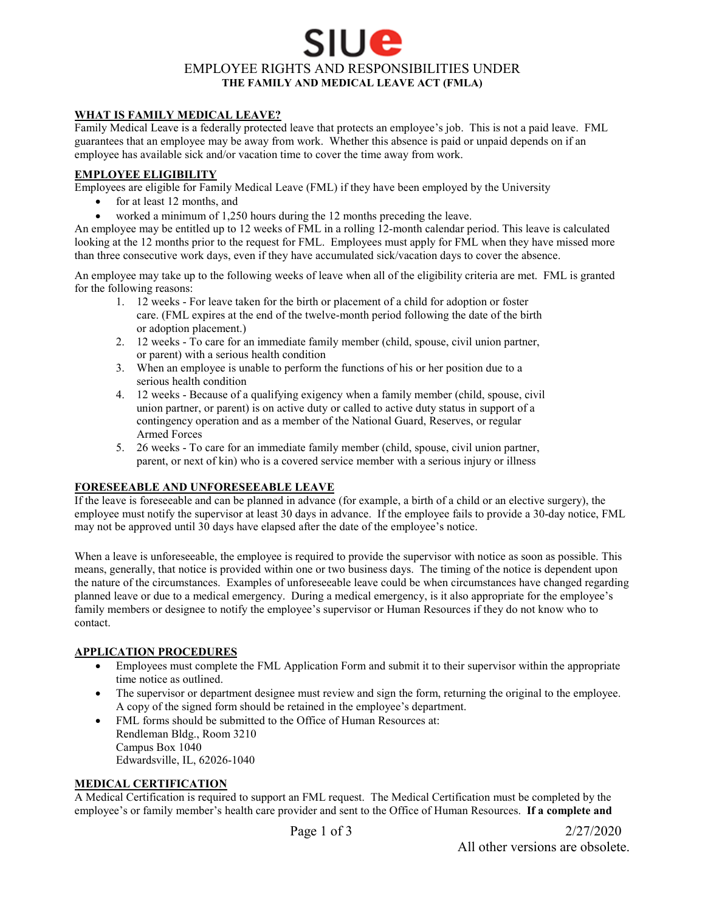# SIUe

## EMPLOYEE RIGHTS AND RESPONSIBILITIES UNDER
**THE FAMILY AND MEDICAL LEAVE ACT (FMLA)**

### WHAT IS FAMILY MEDICAL LEAVE?

Family Medical Leave is a federally protected leave that protects an employee's job. This is not a paid leave. FML guarantees that an employee may be away from work. Whether this absence is paid or unpaid depends on if an employee has available sick and/or vacation time to cover the time away from work.

### EMPLOYEE ELIGIBILITY

Employees are eligible for Family Medical Leave (FML) if they have been employed by the University

- for at least 12 months, and
- worked a minimum of 1,250 hours during the 12 months preceding the leave.

An employee may be entitled up to 12 weeks of FML in a rolling 12-month calendar period. This leave is calculated looking at the 12 months prior to the request for FML. Employees must apply for FML when they have missed more than three consecutive work days, even if they have accumulated sick/vacation days to cover the absence.

An employee may take up to the following weeks of leave when all of the eligibility criteria are met. FML is granted for the following reasons:

1. 12 weeks - For leave taken for the birth or placement of a child for adoption or foster care. (FML expires at the end of the twelve-month period following the date of the birth or adoption placement.)
2. 12 weeks - To care for an immediate family member (child, spouse, civil union partner, or parent) with a serious health condition
3. When an employee is unable to perform the functions of his or her position due to a serious health condition
4. 12 weeks - Because of a qualifying exigency when a family member (child, spouse, civil union partner, or parent) is on active duty or called to active duty status in support of a contingency operation and as a member of the National Guard, Reserves, or regular Armed Forces
5. 26 weeks - To care for an immediate family member (child, spouse, civil union partner, parent, or next of kin) who is a covered service member with a serious injury or illness

### FORESEEABLE AND UNFORESEEABLE LEAVE

If the leave is foreseeable and can be planned in advance (for example, a birth of a child or an elective surgery), the employee must notify the supervisor at least 30 days in advance. If the employee fails to provide a 30-day notice, FML may not be approved until 30 days have elapsed after the date of the employee's notice.

When a leave is unforeseeable, the employee is required to provide the supervisor with notice as soon as possible. This means, generally, that notice is provided within one or two business days. The timing of the notice is dependent upon the nature of the circumstances. Examples of unforeseeable leave could be when circumstances have changed regarding planned leave or due to a medical emergency. During a medical emergency, is it also appropriate for the employee's family members or designee to notify the employee's supervisor or Human Resources if they do not know who to contact.

### APPLICATION PROCEDURES

- Employees must complete the FML Application Form and submit it to their supervisor within the appropriate time notice as outlined.
- The supervisor or department designee must review and sign the form, returning the original to the employee. A copy of the signed form should be retained in the employee's department.
- FML forms should be submitted to the Office of Human Resources at:
  Rendleman Bldg., Room 3210
  Campus Box 1040
  Edwardsville, IL, 62026-1040

### MEDICAL CERTIFICATION

A Medical Certification is required to support an FML request. The Medical Certification must be completed by the employee's or family member's health care provider and sent to the Office of Human Resources. **If a complete and**

2/27/2020
All other versions are obsolete.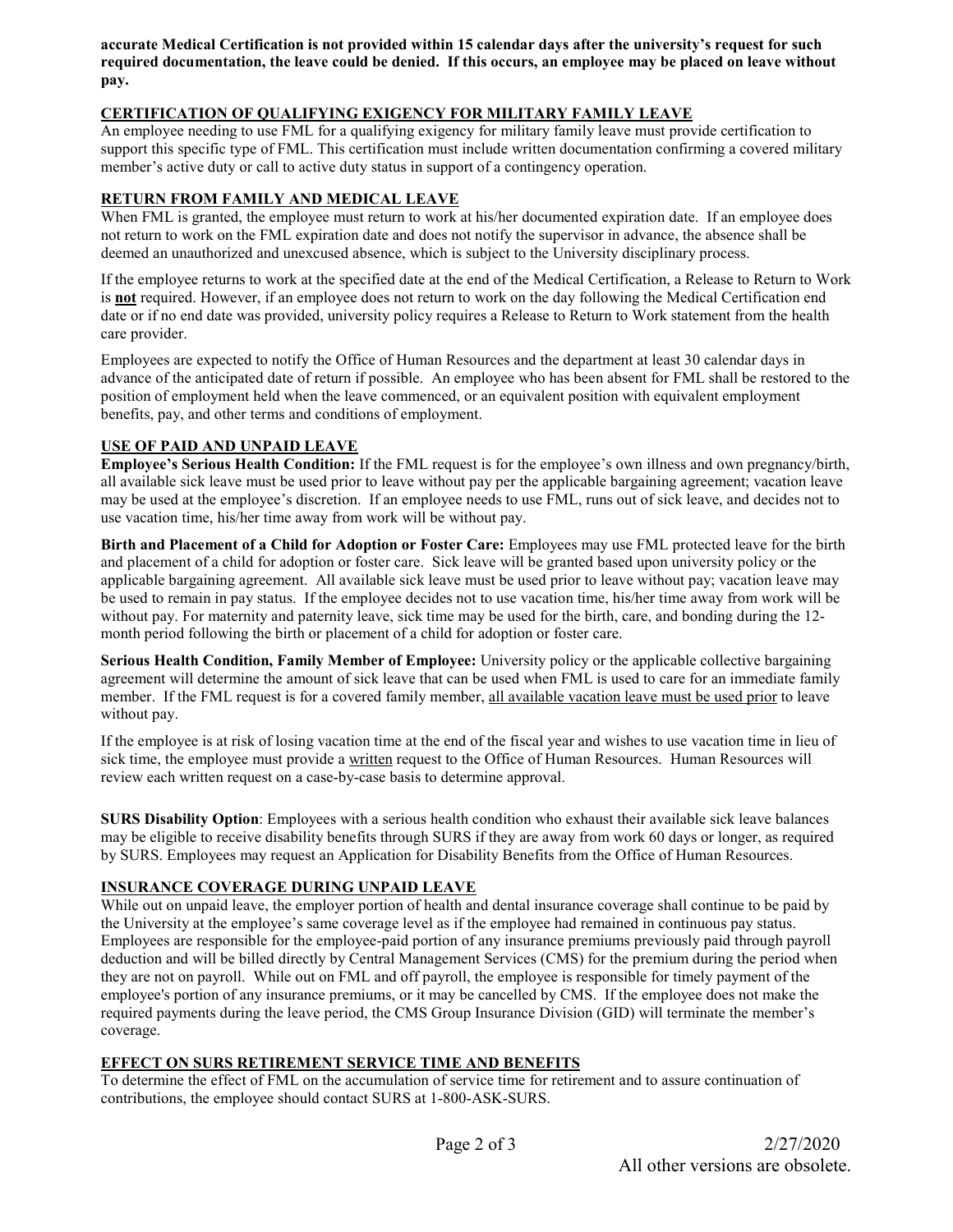**accurate Medical Certification is not provided within 15 calendar days after the university's request for such required documentation, the leave could be denied. If this occurs, an employee may be placed on leave without pay.**

## CERTIFICATION OF QUALIFYING EXIGENCY FOR MILITARY FAMILY LEAVE

An employee needing to use FML for a qualifying exigency for military family leave must provide certification to support this specific type of FML. This certification must include written documentation confirming a covered military member's active duty or call to active duty status in support of a contingency operation.

## RETURN FROM FAMILY AND MEDICAL LEAVE

When FML is granted, the employee must return to work at his/her documented expiration date. If an employee does not return to work on the FML expiration date and does not notify the supervisor in advance, the absence shall be deemed an unauthorized and unexcused absence, which is subject to the University disciplinary process.

If the employee returns to work at the specified date at the end of the Medical Certification, a Release to Return to Work is **not** required. However, if an employee does not return to work on the day following the Medical Certification end date or if no end date was provided, university policy requires a Release to Return to Work statement from the health care provider.

Employees are expected to notify the Office of Human Resources and the department at least 30 calendar days in advance of the anticipated date of return if possible. An employee who has been absent for FML shall be restored to the position of employment held when the leave commenced, or an equivalent position with equivalent employment benefits, pay, and other terms and conditions of employment.

## USE OF PAID AND UNPAID LEAVE

**Employee's Serious Health Condition:** If the FML request is for the employee's own illness and own pregnancy/birth, all available sick leave must be used prior to leave without pay per the applicable bargaining agreement; vacation leave may be used at the employee's discretion. If an employee needs to use FML, runs out of sick leave, and decides not to use vacation time, his/her time away from work will be without pay.

**Birth and Placement of a Child for Adoption or Foster Care:** Employees may use FML protected leave for the birth and placement of a child for adoption or foster care. Sick leave will be granted based upon university policy or the applicable bargaining agreement. All available sick leave must be used prior to leave without pay; vacation leave may be used to remain in pay status. If the employee decides not to use vacation time, his/her time away from work will be without pay. For maternity and paternity leave, sick time may be used for the birth, care, and bonding during the 12-month period following the birth or placement of a child for adoption or foster care.

**Serious Health Condition, Family Member of Employee:** University policy or the applicable collective bargaining agreement will determine the amount of sick leave that can be used when FML is used to care for an immediate family member. If the FML request is for a covered family member, all available vacation leave must be used prior to leave without pay.

If the employee is at risk of losing vacation time at the end of the fiscal year and wishes to use vacation time in lieu of sick time, the employee must provide a written request to the Office of Human Resources. Human Resources will review each written request on a case-by-case basis to determine approval.

**SURS Disability Option**: Employees with a serious health condition who exhaust their available sick leave balances may be eligible to receive disability benefits through SURS if they are away from work 60 days or longer, as required by SURS. Employees may request an Application for Disability Benefits from the Office of Human Resources.

## INSURANCE COVERAGE DURING UNPAID LEAVE

While out on unpaid leave, the employer portion of health and dental insurance coverage shall continue to be paid by the University at the employee's same coverage level as if the employee had remained in continuous pay status. Employees are responsible for the employee-paid portion of any insurance premiums previously paid through payroll deduction and will be billed directly by Central Management Services (CMS) for the premium during the period when they are not on payroll. While out on FML and off payroll, the employee is responsible for timely payment of the employee's portion of any insurance premiums, or it may be cancelled by CMS. If the employee does not make the required payments during the leave period, the CMS Group Insurance Division (GID) will terminate the member's coverage.

## EFFECT ON SURS RETIREMENT SERVICE TIME AND BENEFITS

To determine the effect of FML on the accumulation of service time for retirement and to assure continuation of contributions, the employee should contact SURS at 1-800-ASK-SURS.

2/27/2020
All other versions are obsolete.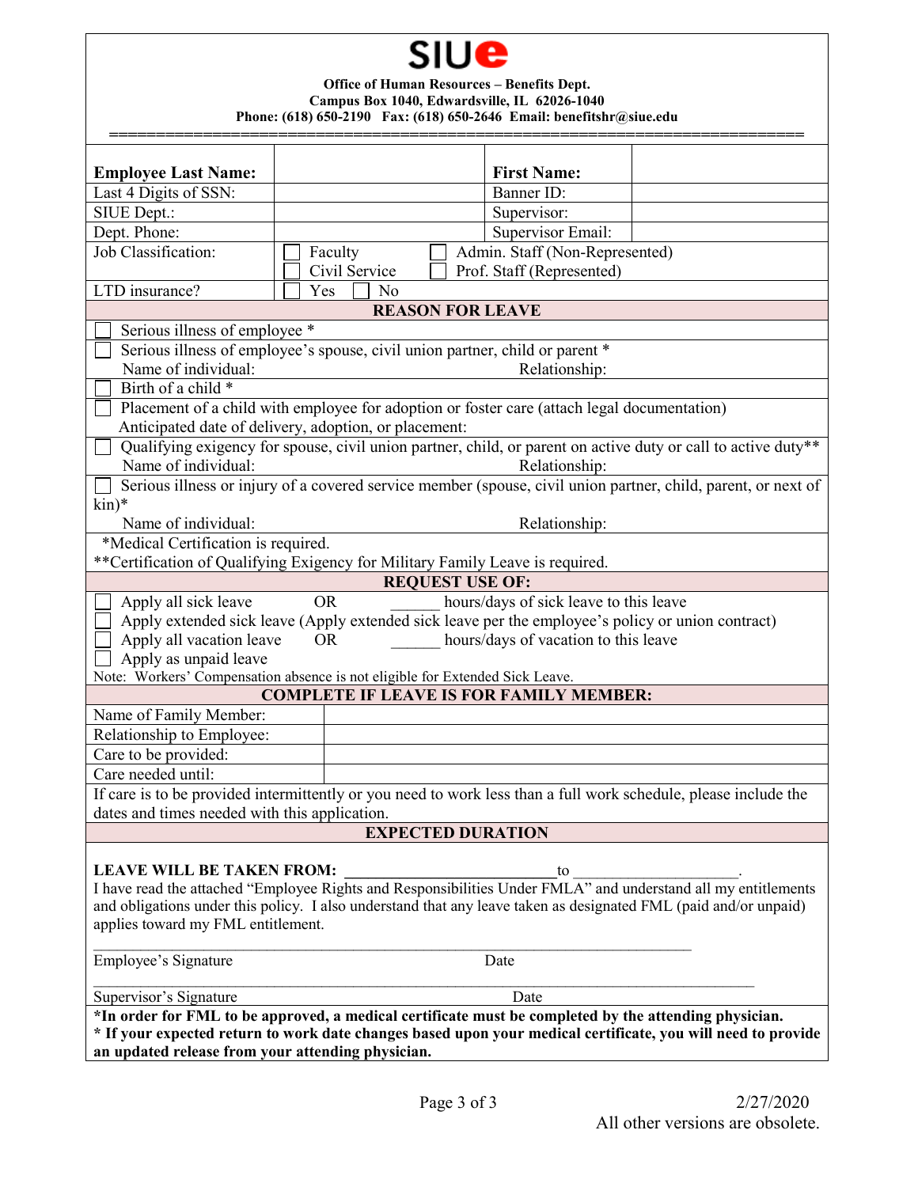# SIUe

**Office of Human Resources – Benefits Dept.**
**Campus Box 1040, Edwardsville, IL 62026-1040**
**Phone: (618) 650-2190 Fax: (618) 650-2646 Email: benefitshr@siue.edu**

| | | | |
|---|---|---|---|
| **Employee Last Name:** | | **First Name:** | |
| Last 4 Digits of SSN: | | Banner ID: | |
| SIUE Dept.: | | Supervisor: | |
| Dept. Phone: | | Supervisor Email: | |
| Job Classification: | ☐ Faculty ☐ Civil Service | ☐ Admin. Staff (Non-Represented) ☐ Prof. Staff (Represented) | |
| LTD insurance? | ☐ Yes ☐ No | | |

## REASON FOR LEAVE

☐ Serious illness of employee *

☐ Serious illness of employee's spouse, civil union partner, child or parent *
Name of individual: Relationship:

☐ Birth of a child *

☐ Placement of a child with employee for adoption or foster care (attach legal documentation)
Anticipated date of delivery, adoption, or placement:

☐ Qualifying exigency for spouse, civil union partner, child, or parent on active duty or call to active duty**
Name of individual: Relationship:

☐ Serious illness or injury of a covered service member (spouse, civil union partner, child, parent, or next of kin)*
Name of individual: Relationship:

*Medical Certification is required.
**Certification of Qualifying Exigency for Military Family Leave is required.

## REQUEST USE OF:

☐ Apply all sick leave OR ______ hours/days of sick leave to this leave
☐ Apply extended sick leave (Apply extended sick leave per the employee's policy or union contract)
☐ Apply all vacation leave OR ______ hours/days of vacation to this leave
☐ Apply as unpaid leave

Note: Workers' Compensation absence is not eligible for Extended Sick Leave.

## COMPLETE IF LEAVE IS FOR FAMILY MEMBER:

| | |
|---|---|
| Name of Family Member: | |
| Relationship to Employee: | |
| Care to be provided: | |
| Care needed until: | |

If care is to be provided intermittently or you need to work less than a full work schedule, please include the dates and times needed with this application.

## EXPECTED DURATION

**LEAVE WILL BE TAKEN FROM:** ________________________ to ____________________.

I have read the attached "Employee Rights and Responsibilities Under FMLA" and understand all my entitlements and obligations under this policy. I also understand that any leave taken as designated FML (paid and/or unpaid) applies toward my FML entitlement.

______________________________________________________________________
Employee's Signature Date

______________________________________________________________________
Supervisor's Signature Date

**\*In order for FML to be approved, a medical certificate must be completed by the attending physician.**
**\* If your expected return to work date changes based upon your medical certificate, you will need to provide an updated release from your attending physician.**

2/27/2020
All other versions are obsolete.